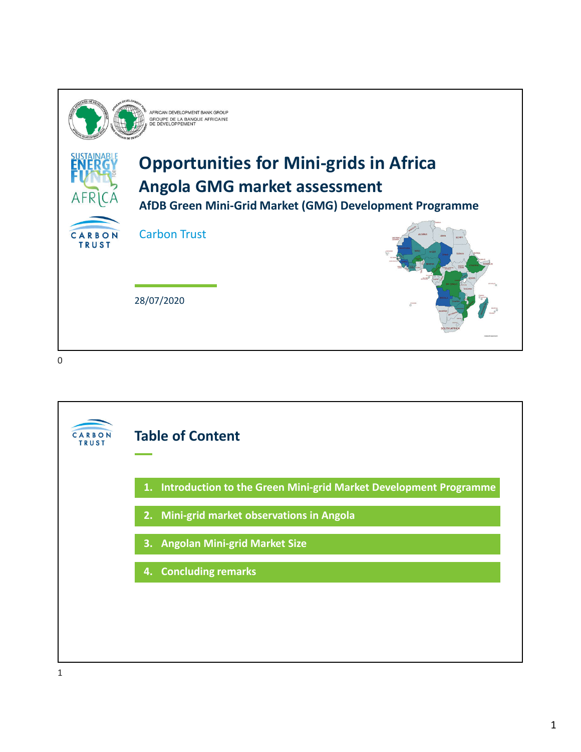AFRICAN DEVELOPMENT BANK GROUP
GROUPE DE LA BANQUE AFRICAINE DE DEVELOPPEMENT

# Opportunities for Mini-grids in Africa

## Angola GMG market assessment

### AfDB Green Mini-Grid Market (GMG) Development Programme

Carbon Trust

28/07/2020

---

## Table of Content

1. **Introduction to the Green Mini-grid Market Development Programme**
2. **Mini-grid market observations in Angola**
3. **Angolan Mini-grid Market Size**
4. **Concluding remarks**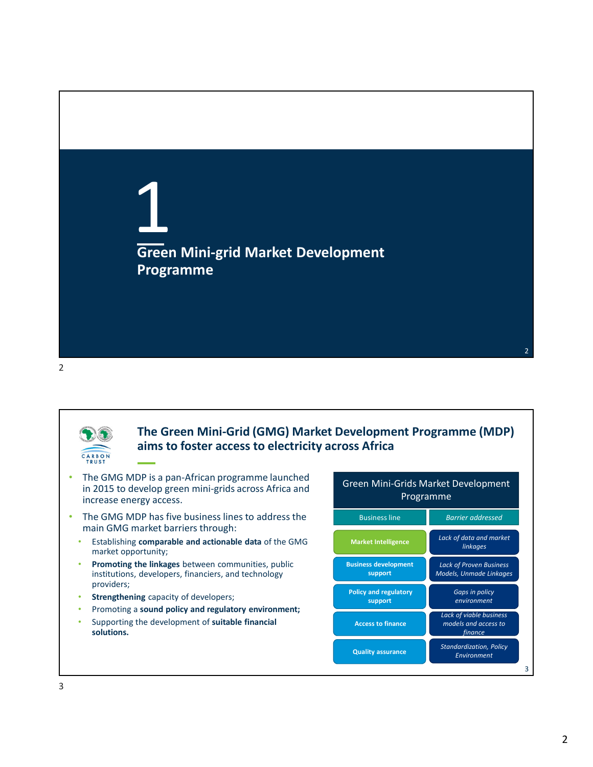# 1

## Green Mini-grid Market Development Programme

## The Green Mini-Grid (GMG) Market Development Programme (MDP) aims to foster access to electricity across Africa

- The GMG MDP is a pan-African programme launched in 2015 to develop green mini-grids across Africa and increase energy access.
- The GMG MDP has five business lines to address the main GMG market barriers through:
  - Establishing **comparable and actionable data** of the GMG market opportunity;
  - **Promoting the linkages** between communities, public institutions, developers, financiers, and technology providers;
  - **Strengthening** capacity of developers;
  - Promoting a **sound policy and regulatory environment;**
  - Supporting the development of **suitable financial solutions.**

**Green Mini-Grids Market Development Programme**

| Business line | *Barrier addressed* |
|---|---|
| **Market Intelligence** | *Lack of data and market linkages* |
| **Business development support** | *Lack of Proven Business Models, Unmade Linkages* |
| **Policy and regulatory support** | *Gaps in policy environment* |
| **Access to finance** | *Lack of viable business models and access to finance* |
| **Quality assurance** | *Standardization, Policy Environment* |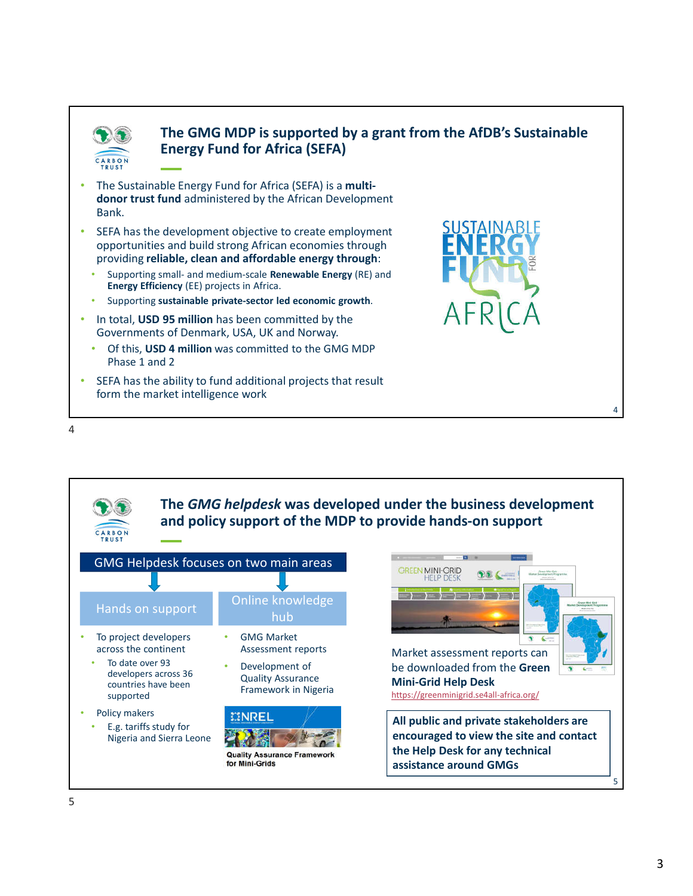## The GMG MDP is supported by a grant from the AfDB's Sustainable Energy Fund for Africa (SEFA)

- The Sustainable Energy Fund for Africa (SEFA) is a **multi-donor trust fund** administered by the African Development Bank.
- SEFA has the development objective to create employment opportunities and build strong African economies through providing **reliable, clean and affordable energy through**:
  - Supporting small- and medium-scale **Renewable Energy** (RE) and **Energy Efficiency** (EE) projects in Africa.
  - Supporting **sustainable private-sector led economic growth**.
- In total, **USD 95 million** has been committed by the Governments of Denmark, USA, UK and Norway.
  - Of this, **USD 4 million** was committed to the GMG MDP Phase 1 and 2
- SEFA has the ability to fund additional projects that result form the market intelligence work

SUSTAINABLE ENERGY FUND FOR AFRICA

## The *GMG helpdesk* was developed under the business development and policy support of the MDP to provide hands-on support

**GMG Helpdesk focuses on two main areas**

**Hands on support**

- To project developers across the continent
  - To date over 93 developers across 36 countries have been supported
- Policy makers
  - E.g. tariffs study for Nigeria and Sierra Leone

**Online knowledge hub**

- GMG Market Assessment reports
- Development of Quality Assurance Framework in Nigeria

NREL – Quality Assurance Framework for Mini-Grids

Market assessment reports can be downloaded from the **Green Mini-Grid Help Desk**
https://greenminigrid.se4all-africa.org/

**All public and private stakeholders are encouraged to view the site and contact the Help Desk for any technical assistance around GMGs**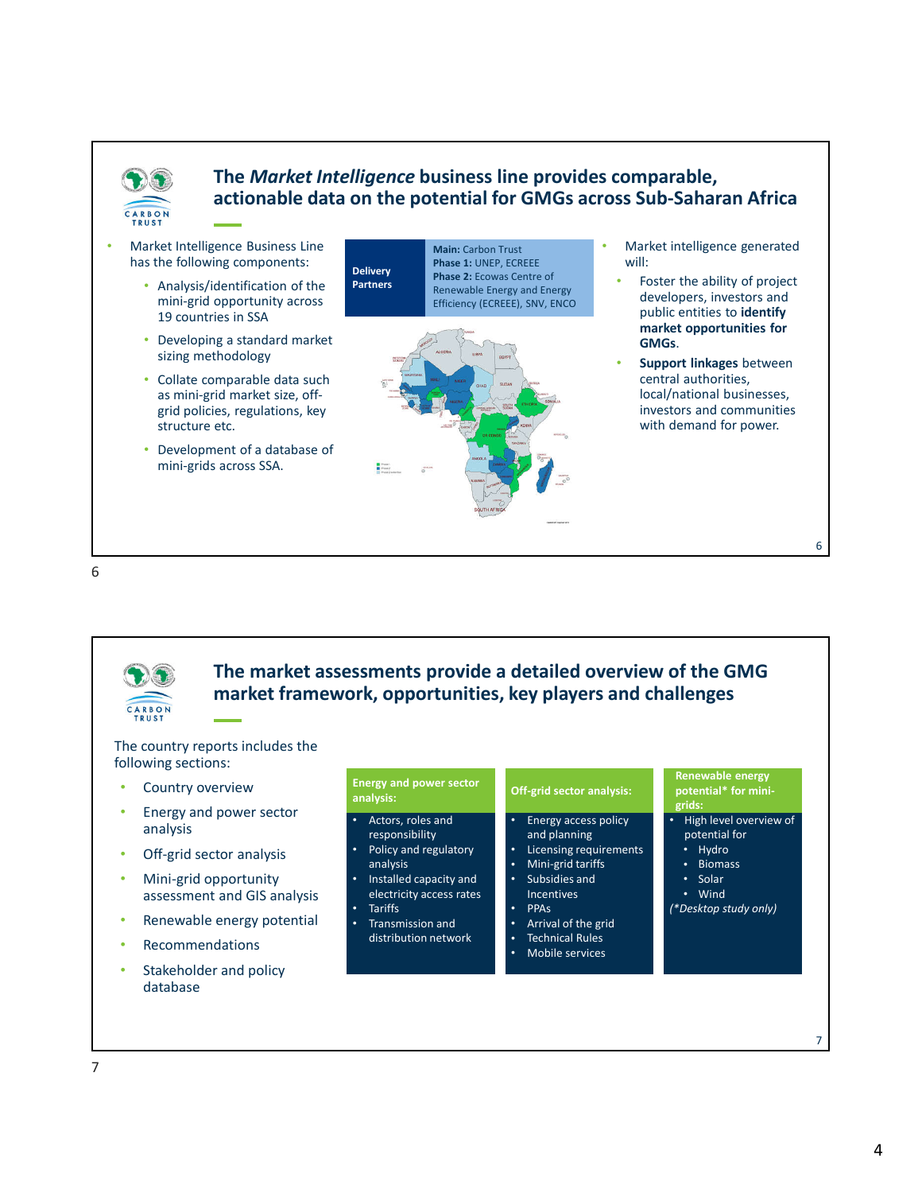## The *Market Intelligence* business line provides comparable, actionable data on the potential for GMGs across Sub-Saharan Africa

- Market Intelligence Business Line has the following components:
  - Analysis/identification of the mini-grid opportunity across 19 countries in SSA
  - Developing a standard market sizing methodology
  - Collate comparable data such as mini-grid market size, off-grid policies, regulations, key structure etc.
  - Development of a database of mini-grids across SSA.

| Delivery Partners | **Main:** Carbon Trust<br>**Phase 1:** UNEP, ECREEE<br>**Phase 2:** Ecowas Centre of Renewable Energy and Energy Efficiency (ECREEE), SNV, ENCO |
|---|---|

- Market intelligence generated will:
  - Foster the ability of project developers, investors and public entities to **identify market opportunities for GMGs**.
  - **Support linkages** between central authorities, local/national businesses, investors and communities with demand for power.

## The market assessments provide a detailed overview of the GMG market framework, opportunities, key players and challenges

The country reports includes the following sections:

- Country overview
- Energy and power sector analysis
- Off-grid sector analysis
- Mini-grid opportunity assessment and GIS analysis
- Renewable energy potential
- Recommendations
- Stakeholder and policy database

| Energy and power sector analysis: | Off-grid sector analysis: | Renewable energy potential* for mini-grids: |
|---|---|---|
| • Actors, roles and responsibility<br>• Policy and regulatory analysis<br>• Installed capacity and electricity access rates<br>• Tariffs<br>• Transmission and distribution network | • Energy access policy and planning<br>• Licensing requirements<br>• Mini-grid tariffs<br>• Subsidies and Incentives<br>• PPAs<br>• Arrival of the grid<br>• Technical Rules<br>• Mobile services | • High level overview of potential for<br>  • Hydro<br>  • Biomass<br>  • Solar<br>  • Wind<br>*(\*Desktop study only)* |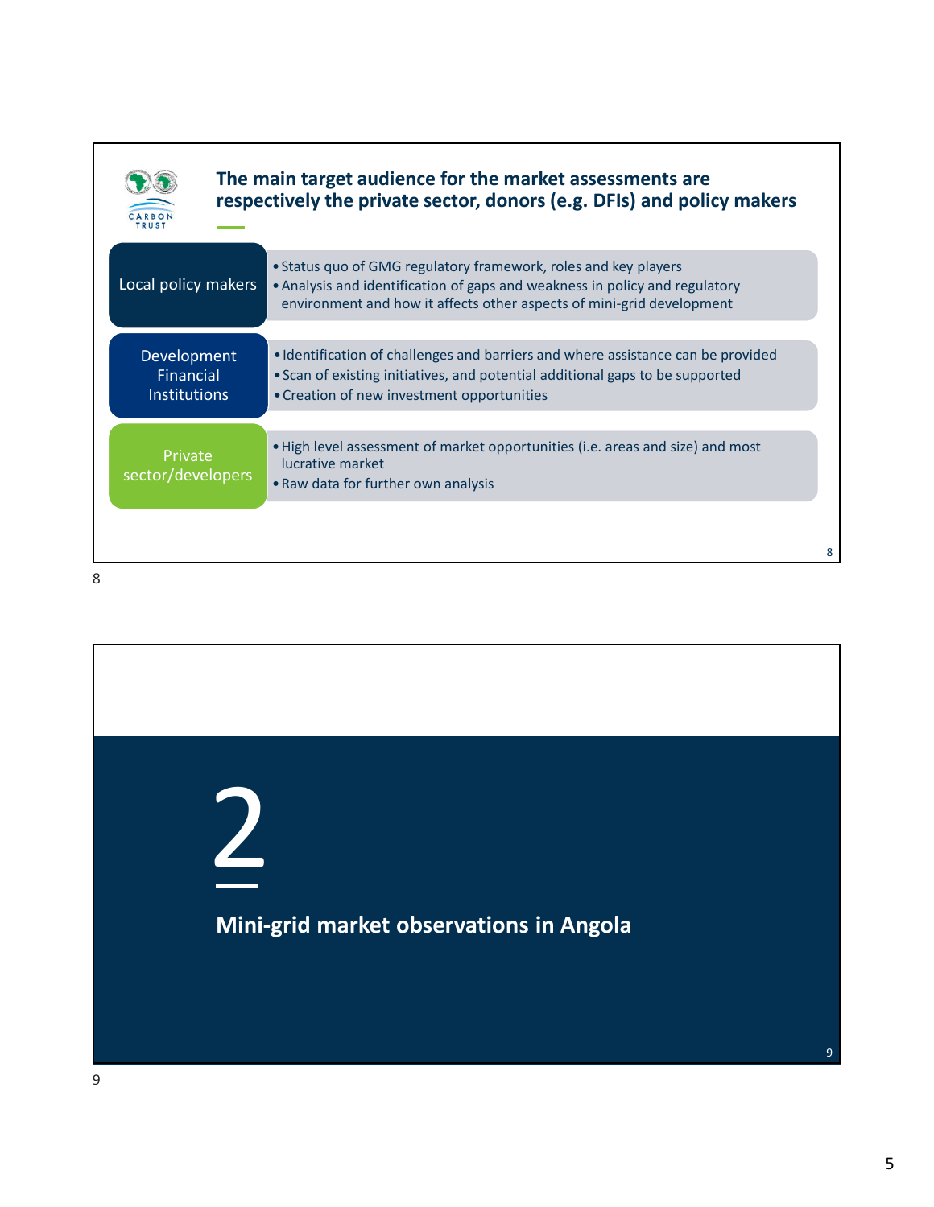## The main target audience for the market assessments are respectively the private sector, donors (e.g. DFIs) and policy makers

| Audience | Needs |
| --- | --- |
| Local policy makers | • Status quo of GMG regulatory framework, roles and key players<br>• Analysis and identification of gaps and weakness in policy and regulatory environment and how it affects other aspects of mini-grid development |
| Development Financial Institutions | • Identification of challenges and barriers and where assistance can be provided<br>• Scan of existing initiatives, and potential additional gaps to be supported<br>• Creation of new investment opportunities |
| Private sector/developers | • High level assessment of market opportunities (i.e. areas and size) and most lucrative market<br>• Raw data for further own analysis |

# 2

## Mini-grid market observations in Angola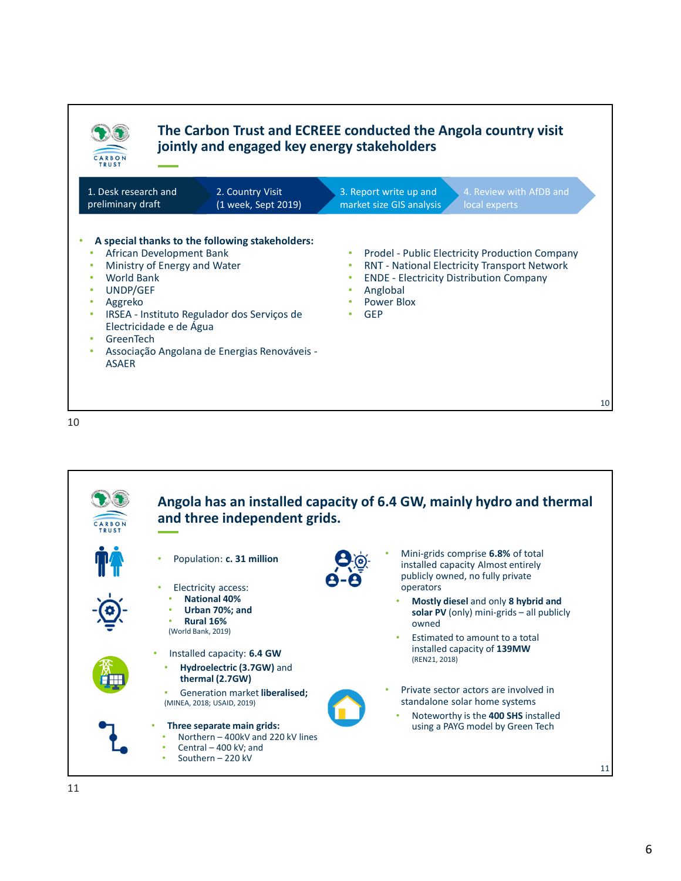## The Carbon Trust and ECREEE conducted the Angola country visit jointly and engaged key energy stakeholders

1. Desk research and preliminary draft
2. Country Visit (1 week, Sept 2019)
3. Report write up and market size GIS analysis
4. Review with AfDB and local experts

- **A special thanks to the following stakeholders:**
  - African Development Bank
  - Ministry of Energy and Water
  - World Bank
  - UNDP/GEF
  - Aggreko
  - IRSEA - Instituto Regulador dos Serviços de Electricidade e de Água
  - GreenTech
  - Associação Angolana de Energias Renováveis - ASAER
  - Prodel - Public Electricity Production Company
  - RNT - National Electricity Transport Network
  - ENDE - Electricity Distribution Company
  - Anglobal
  - Power Blox
  - GEP

## Angola has an installed capacity of 6.4 GW, mainly hydro and thermal and three independent grids.

- Population: **c. 31 million**
- Electricity access:
  - **National 40%**
  - **Urban 70%; and**
  - **Rural 16%**

  (World Bank, 2019)
- Installed capacity: **6.4 GW**
  - **Hydroelectric (3.7GW)** and **thermal (2.7GW)**
  - Generation market **liberalised;**

  (MINEA, 2018; USAID, 2019)
- **Three separate main grids:**
  - Northern – 400kV and 220 kV lines
  - Central – 400 kV; and
  - Southern – 220 kV
- Mini-grids comprise **6.8%** of total installed capacity Almost entirely publicly owned, no fully private operators
  - **Mostly diesel** and only **8 hybrid and solar PV** (only) mini-grids – all publicly owned
  - Estimated to amount to a total installed capacity of **139MW**

  (REN21, 2018)
- Private sector actors are involved in standalone solar home systems
  - Noteworthy is the **400 SHS** installed using a PAYG model by Green Tech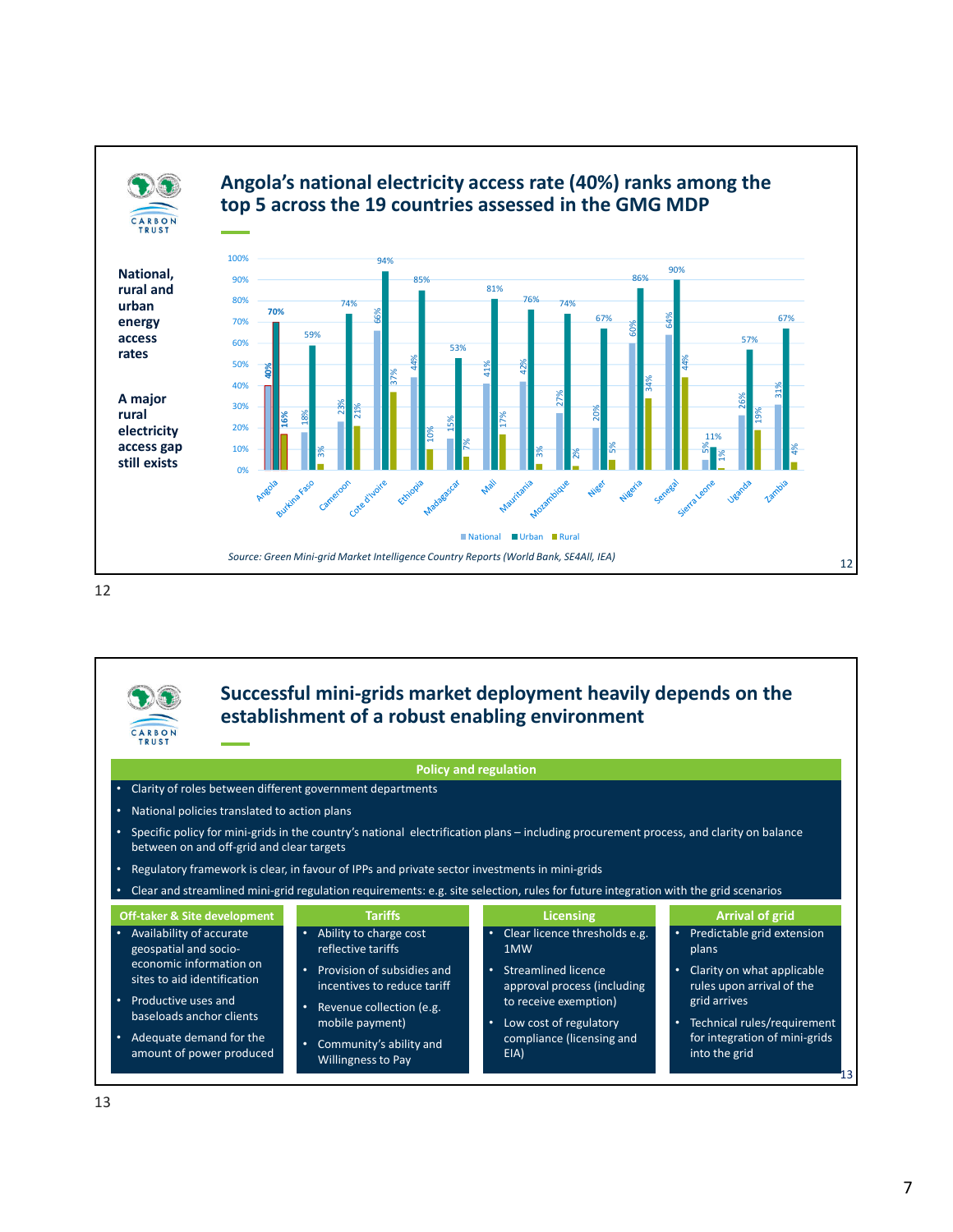## Angola's national electricity access rate (40%) ranks among the top 5 across the 19 countries assessed in the GMG MDP

**National, rural and urban energy access rates**

**A major rural electricity access gap still exists**

| Country | National | Urban | Rural |
|---|---|---|---|
| Angola | 40% | 70% | 16% |
| Burkina Faso | 18% | 59% | 3% |
| Cameroon | 23% | 74% | 21% |
| Cote d'Ivoire | 66% | 94% | 37% |
| Ethiopia | 44% | 85% | 10% |
| Madagascar | 15% | 53% | 7% |
| Mali | 41% | 81% | 17% |
| Mauritania | 42% | 76% | 3% |
| Mozambique | 27% | 74% | 2% |
| Niger | 20% | 67% | 5% |
| Nigeria | 60% | 86% | 34% |
| Senegal | 64% | 90% | 44% |
| Sierra Leone | 5% | 11% | 1% |
| Uganda | 26% | 57% | 19% |
| Zambia | 31% | 67% | 4% |

*Source: Green Mini-grid Market Intelligence Country Reports (World Bank, SE4All, IEA)*

## Successful mini-grids market deployment heavily depends on the establishment of a robust enabling environment

**Policy and regulation**

- Clarity of roles between different government departments
- National policies translated to action plans
- Specific policy for mini-grids in the country's national electrification plans – including procurement process, and clarity on balance between on and off-grid and clear targets
- Regulatory framework is clear, in favour of IPPs and private sector investments in mini-grids
- Clear and streamlined mini-grid regulation requirements: e.g. site selection, rules for future integration with the grid scenarios

**Off-taker & Site development**

- Availability of accurate geospatial and socio-economic information on sites to aid identification
- Productive uses and baseloads anchor clients
- Adequate demand for the amount of power produced

**Tariffs**

- Ability to charge cost reflective tariffs
- Provision of subsidies and incentives to reduce tariff
- Revenue collection (e.g. mobile payment)
- Community's ability and Willingness to Pay

**Licensing**

- Clear licence thresholds e.g. 1MW
- Streamlined licence approval process (including to receive exemption)
- Low cost of regulatory compliance (licensing and EIA)

**Arrival of grid**

- Predictable grid extension plans
- Clarity on what applicable rules upon arrival of the grid arrives
- Technical rules/requirement for integration of mini-grids into the grid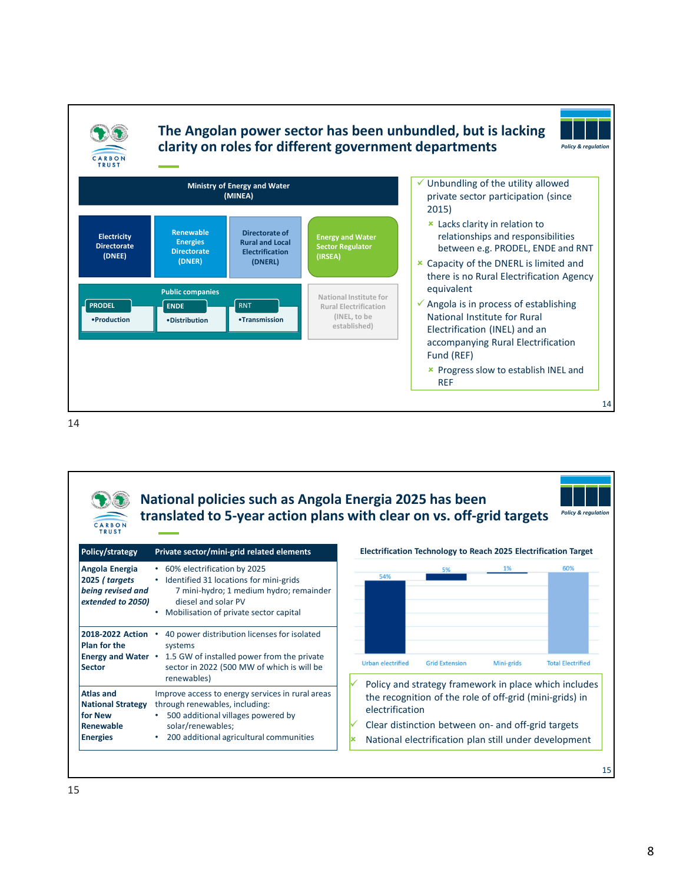## The Angolan power sector has been unbundled, but is lacking clarity on roles for different government departments

*Policy & regulation*

**Ministry of Energy and Water (MINEA)**

- Electricity Directorate (DNEE)
- Renewable Energies Directorate (DNER)
- Directorate of Rural and Local Electrification (DNERL)
- Energy and Water Sector Regulator (IRSEA)

**Public companies**

- PRODEL – •Production
- ENDE – •Distribution
- RNT – •Transmission

National Institute for Rural Electrification (INEL, to be established)

- ✓ Unbundling of the utility allowed private sector participation (since 2015)
  - × Lacks clarity in relation to relationships and responsibilities between e.g. PRODEL, ENDE and RNT
- × Capacity of the DNERL is limited and there is no Rural Electrification Agency equivalent
- ✓ Angola is in process of establishing National Institute for Rural Electrification (INEL) and an accompanying Rural Electrification Fund (REF)
  - × Progress slow to establish INEL and REF

## National policies such as Angola Energia 2025 has been translated to 5-year action plans with clear on vs. off-grid targets

*Policy & regulation*

| Policy/strategy | Private sector/mini-grid related elements |
|---|---|
| **Angola Energia 2025 *( targets being revised and extended to 2050)*** | • 60% electrification by 2025<br>• Identified 31 locations for mini-grids<br>7 mini-hydro; 1 medium hydro; remainder diesel and solar PV<br>• Mobilisation of private sector capital |
| **2018-2022 Action Plan for the Energy and Water Sector** | • 40 power distribution licenses for isolated systems<br>• 1.5 GW of installed power from the private sector in 2022 (500 MW of which is will be renewables) |
| **Atlas and National Strategy for New Renewable Energies** | Improve access to energy services in rural areas through renewables, including:<br>• 500 additional villages powered by solar/renewables;<br>• 200 additional agricultural communities |

**Electrification Technology to Reach 2025 Electrification Target**

| Urban electrified | Grid Extension | Mini-grids | Total Electrified |
|---|---|---|---|
| 54% | 5% | 1% | 60% |

- ✓ Policy and strategy framework in place which includes the recognition of the role of off-grid (mini-grids) in electrification
- ✓ Clear distinction between on- and off-grid targets
- × National electrification plan still under development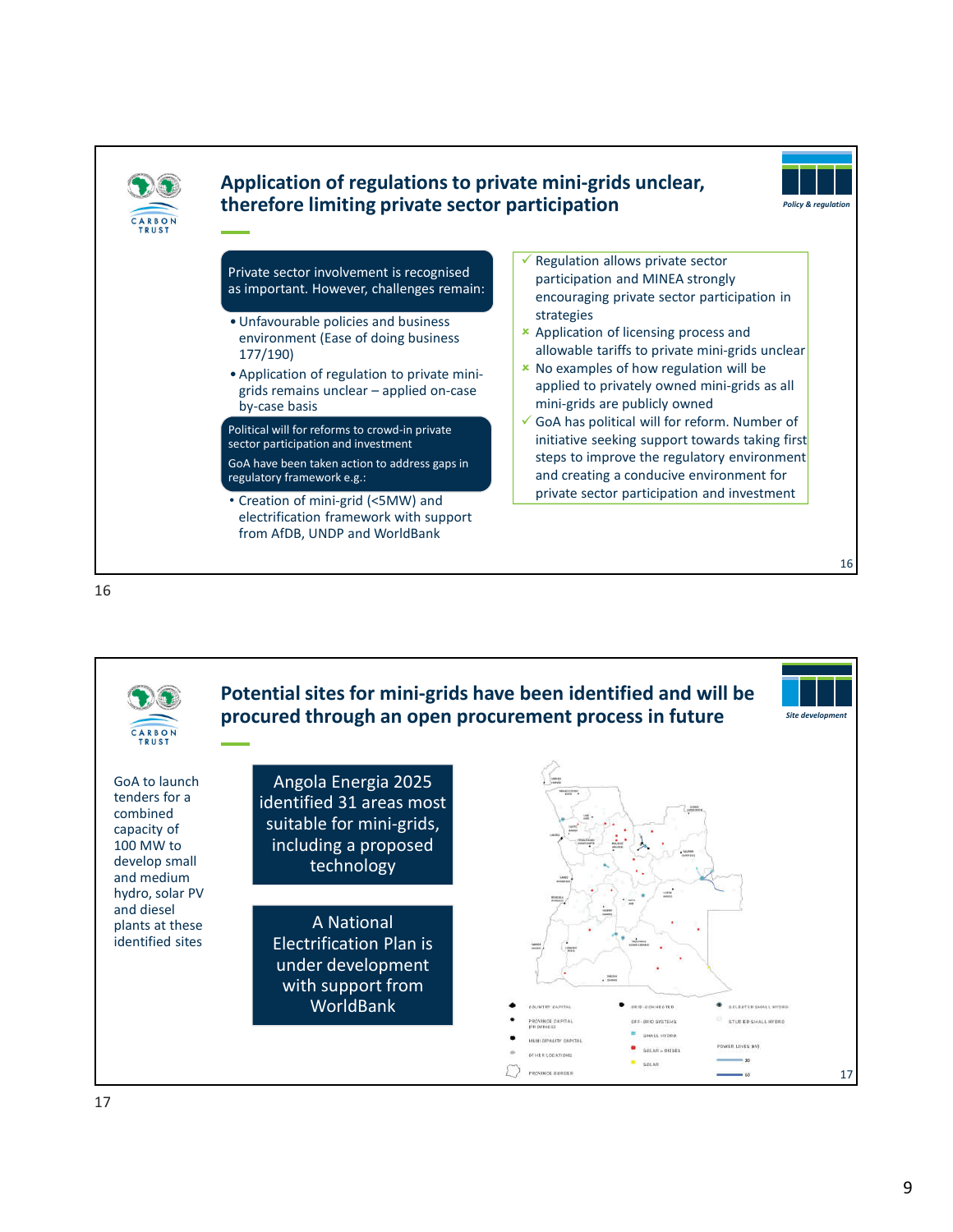## Application of regulations to private mini-grids unclear, therefore limiting private sector participation

*Policy & regulation*

**Private sector involvement is recognised as important. However, challenges remain:**

- Unfavourable policies and business environment (Ease of doing business 177/190)
- Application of regulation to private mini-grids remains unclear – applied on-case by-case basis

**Political will for reforms to crowd-in private sector participation and investment**

**GoA have been taken action to address gaps in regulatory framework e.g.:**

- Creation of mini-grid (<5MW) and electrification framework with support from AfDB, UNDP and WorldBank

- ✓ Regulation allows private sector participation and MINEA strongly encouraging private sector participation in strategies
- ✗ Application of licensing process and allowable tariffs to private mini-grids unclear
- ✗ No examples of how regulation will be applied to privately owned mini-grids as all mini-grids are publicly owned
- ✓ GoA has political will for reform. Number of initiative seeking support towards taking first steps to improve the regulatory environment and creating a conducive environment for private sector participation and investment

## Potential sites for mini-grids have been identified and will be procured through an open procurement process in future

*Site development*

GoA to launch tenders for a combined capacity of 100 MW to develop small and medium hydro, solar PV and diesel plants at these identified sites

**Angola Energia 2025 identified 31 areas most suitable for mini-grids, including a proposed technology**

**A National Electrification Plan is under development with support from WorldBank**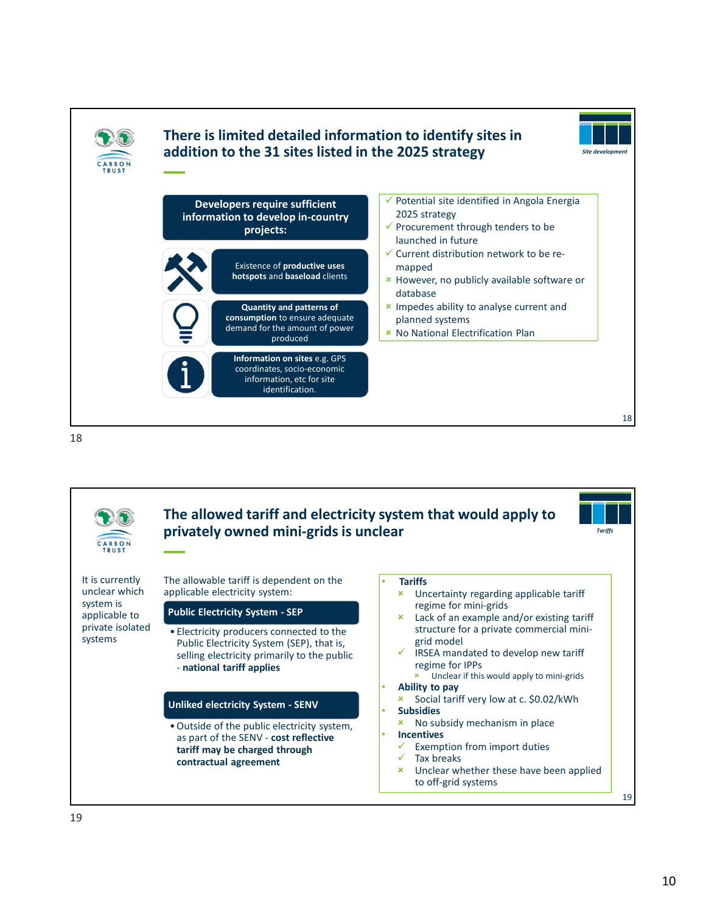## There is limited detailed information to identify sites in addition to the 31 sites listed in the 2025 strategy

*Site development*

**Developers require sufficient information to develop in-country projects:**

- Existence of **productive uses hotspots** and **baseload** clients
- **Quantity and patterns of consumption** to ensure adequate demand for the amount of power produced
- **Information on sites** e.g. GPS coordinates, socio-economic information, etc for site identification.

- ✓ Potential site identified in Angola Energia 2025 strategy
- ✓ Procurement through tenders to be launched in future
- ✓ Current distribution network to be re-mapped
- × However, no publicly available software or database
- × Impedes ability to analyse current and planned systems
- × No National Electrification Plan

## The allowed tariff and electricity system that would apply to privately owned mini-grids is unclear

*Tariffs*

It is currently unclear which system is applicable to private isolated systems

The allowable tariff is dependent on the applicable electricity system:

**Public Electricity System - SEP**

- Electricity producers connected to the Public Electricity System (SEP), that is, selling electricity primarily to the public - **national tariff applies**

**Unliked electricity System - SENV**

- Outside of the public electricity system, as part of the SENV - **cost reflective tariff may be charged through contractual agreement**

- **Tariffs**
  - × Uncertainty regarding applicable tariff regime for mini-grids
  - × Lack of an example and/or existing tariff structure for a private commercial mini-grid model
  - ✓ IRSEA mandated to develop new tariff regime for IPPs
    - × Unclear if this would apply to mini-grids
- **Ability to pay**
  - × Social tariff very low at c. $0.02/kWh
- **Subsidies**
  - × No subsidy mechanism in place
- **Incentives**
  - ✓ Exemption from import duties
  - ✓ Tax breaks
  - × Unclear whether these have been applied to off-grid systems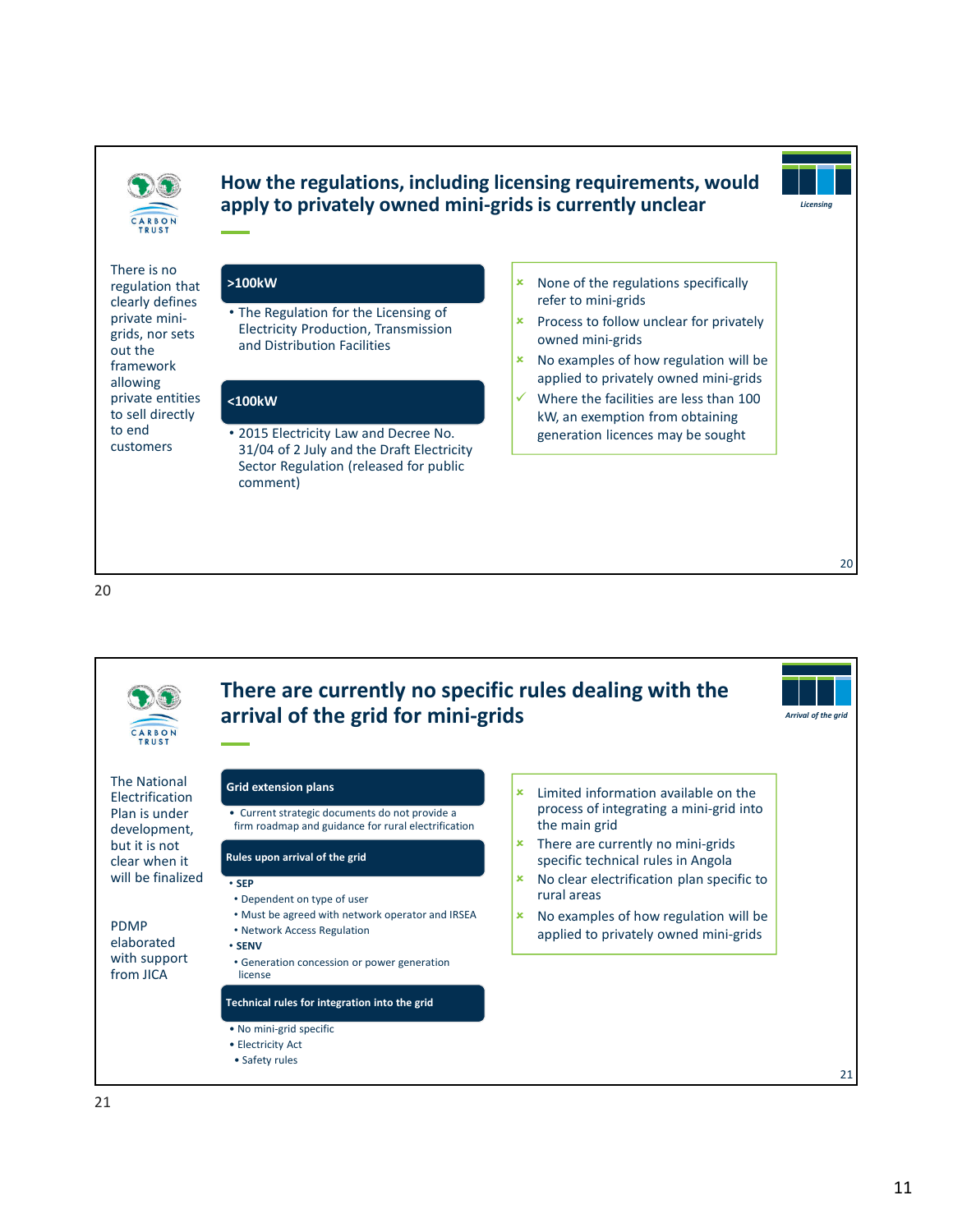## How the regulations, including licensing requirements, would apply to privately owned mini-grids is currently unclear

*Licensing*

There is no regulation that clearly defines private mini-grids, nor sets out the framework allowing private entities to sell directly to end customers

**>100kW**

- The Regulation for the Licensing of Electricity Production, Transmission and Distribution Facilities

**<100kW**

- 2015 Electricity Law and Decree No. 31/04 of 2 July and the Draft Electricity Sector Regulation (released for public comment)

- ✗ None of the regulations specifically refer to mini-grids
- ✗ Process to follow unclear for privately owned mini-grids
- ✗ No examples of how regulation will be applied to privately owned mini-grids
- ✓ Where the facilities are less than 100 kW, an exemption from obtaining generation licences may be sought

## There are currently no specific rules dealing with the arrival of the grid for mini-grids

*Arrival of the grid*

The National Electrification Plan is under development, but it is not clear when it will be finalized

PDMP elaborated with support from JICA

**Grid extension plans**

- Current strategic documents do not provide a firm roadmap and guidance for rural electrification

**Rules upon arrival of the grid**

- **SEP**
  - Dependent on type of user
  - Must be agreed with network operator and IRSEA
  - Network Access Regulation
- **SENV**
  - Generation concession or power generation license

**Technical rules for integration into the grid**

- No mini-grid specific
- Electricity Act
- Safety rules

- ✗ Limited information available on the process of integrating a mini-grid into the main grid
- ✗ There are currently no mini-grids specific technical rules in Angola
- ✗ No clear electrification plan specific to rural areas
- ✗ No examples of how regulation will be applied to privately owned mini-grids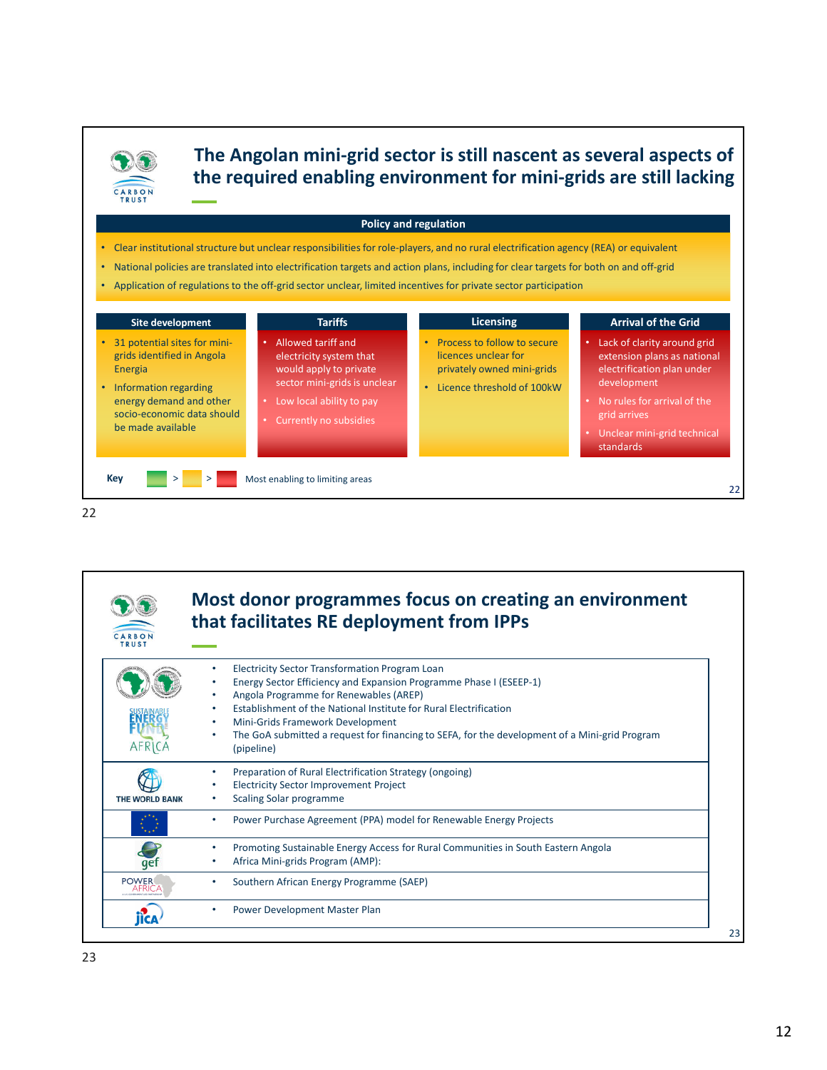## The Angolan mini-grid sector is still nascent as several aspects of the required enabling environment for mini-grids are still lacking

### Policy and regulation

- Clear institutional structure but unclear responsibilities for role-players, and no rural electrification agency (REA) or equivalent
- National policies are translated into electrification targets and action plans, including for clear targets for both on and off-grid
- Application of regulations to the off-grid sector unclear, limited incentives for private sector participation

### Site development

- 31 potential sites for mini-grids identified in Angola Energia
- Information regarding energy demand and other socio-economic data should be made available

### Tariffs

- Allowed tariff and electricity system that would apply to private sector mini-grids is unclear
- Low local ability to pay
- Currently no subsidies

### Licensing

- Process to follow to secure licences unclear for privately owned mini-grids
- Licence threshold of 100kW

### Arrival of the Grid

- Lack of clarity around grid extension plans as national electrification plan under development
- No rules for arrival of the grid arrives
- Unclear mini-grid technical standards

Key: green > yellow > red — Most enabling to limiting areas

## Most donor programmes focus on creating an environment that facilitates RE deployment from IPPs

| Donor | Programmes |
|---|---|
| AfDB / Sustainable Energy Fund for Africa | • Electricity Sector Transformation Program Loan<br>• Energy Sector Efficiency and Expansion Programme Phase I (ESEEP-1)<br>• Angola Programme for Renewables (AREP)<br>• Establishment of the National Institute for Rural Electrification<br>• Mini-Grids Framework Development<br>• The GoA submitted a request for financing to SEFA, for the development of a Mini-grid Program (pipeline) |
| The World Bank | • Preparation of Rural Electrification Strategy (ongoing)<br>• Electricity Sector Improvement Project<br>• Scaling Solar programme |
| EU | • Power Purchase Agreement (PPA) model for Renewable Energy Projects |
| GEF | • Promoting Sustainable Energy Access for Rural Communities in South Eastern Angola<br>• Africa Mini-grids Program (AMP): |
| Power Africa | • Southern African Energy Programme (SAEP) |
| JICA | • Power Development Master Plan |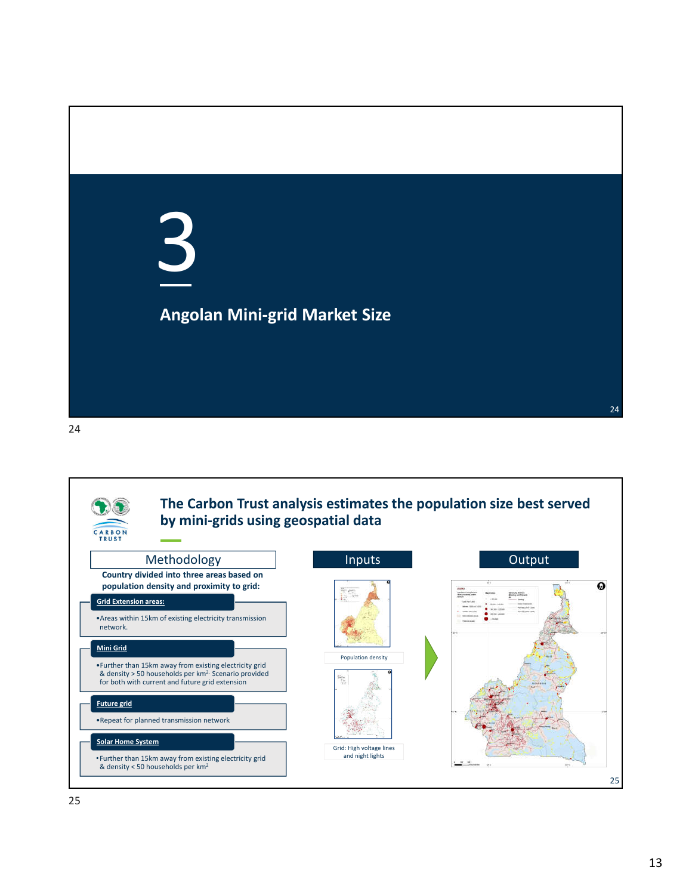# 3

## Angolan Mini-grid Market Size

## The Carbon Trust analysis estimates the population size best served by mini-grids using geospatial data

**Methodology**

**Country divided into three areas based on population density and proximity to grid:**

**Grid Extension areas:**

- Areas within 15km of existing electricity transmission network.

**Mini Grid**

- Further than 15km away from existing electricity grid & density > 50 households per km$^2$. Scenario provided for both with current and future grid extension

**Future grid**

- Repeat for planned transmission network

**Solar Home System**

- Further than 15km away from existing electricity grid & density < 50 households per km$^2$

**Inputs**

Population density

Grid: High voltage lines and night lights

**Output**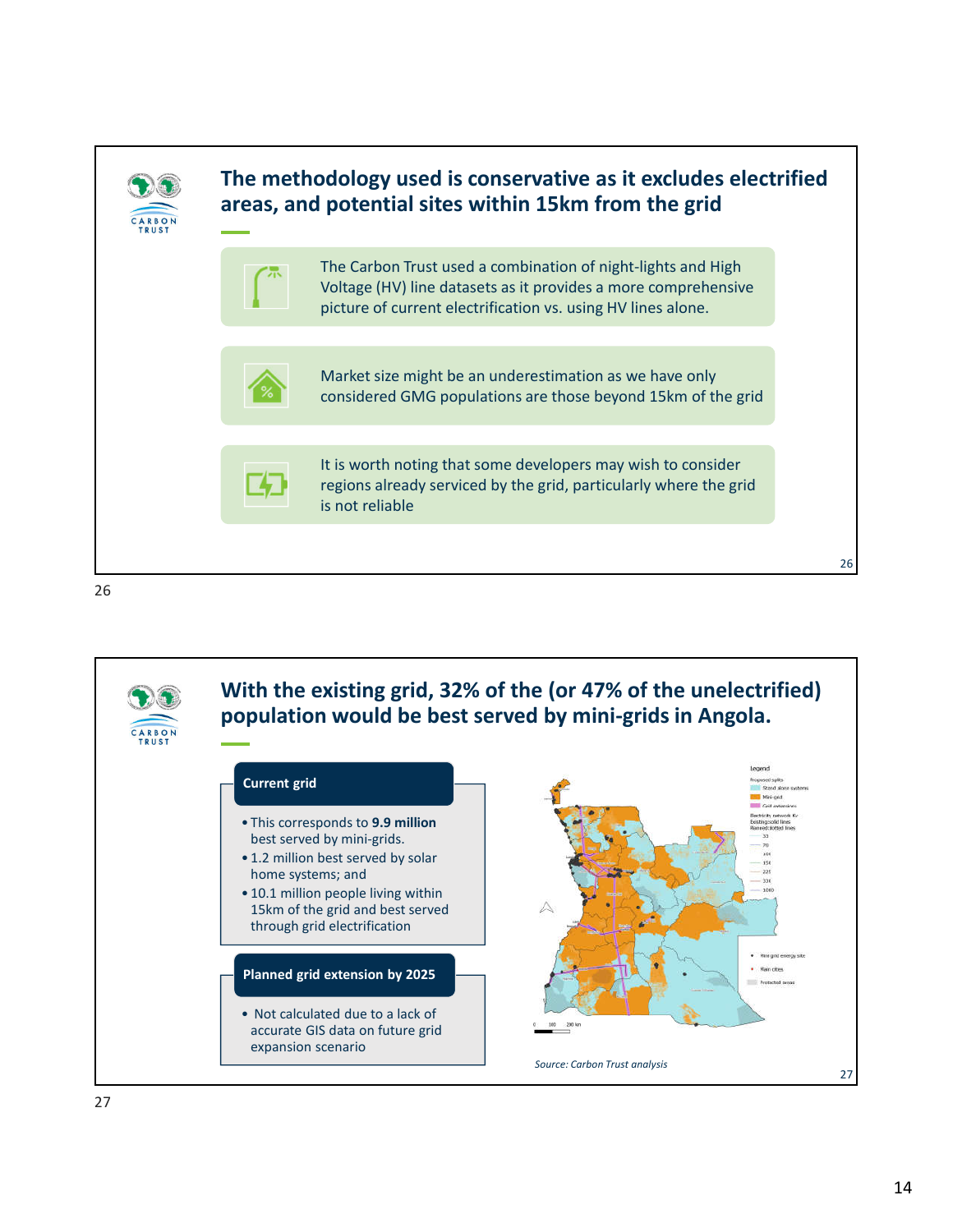## The methodology used is conservative as it excludes electrified areas, and potential sites within 15km from the grid

The Carbon Trust used a combination of night-lights and High Voltage (HV) line datasets as it provides a more comprehensive picture of current electrification vs. using HV lines alone.

Market size might be an underestimation as we have only considered GMG populations are those beyond 15km of the grid

It is worth noting that some developers may wish to consider regions already serviced by the grid, particularly where the grid is not reliable

## With the existing grid, 32% of the (or 47% of the unelectrified) population would be best served by mini-grids in Angola.

**Current grid**

- This corresponds to **9.9 million** best served by mini-grids.
- 1.2 million best served by solar home systems; and
- 10.1 million people living within 15km of the grid and best served through grid electrification

**Planned grid extension by 2025**

- Not calculated due to a lack of accurate GIS data on future grid expansion scenario

*Source: Carbon Trust analysis*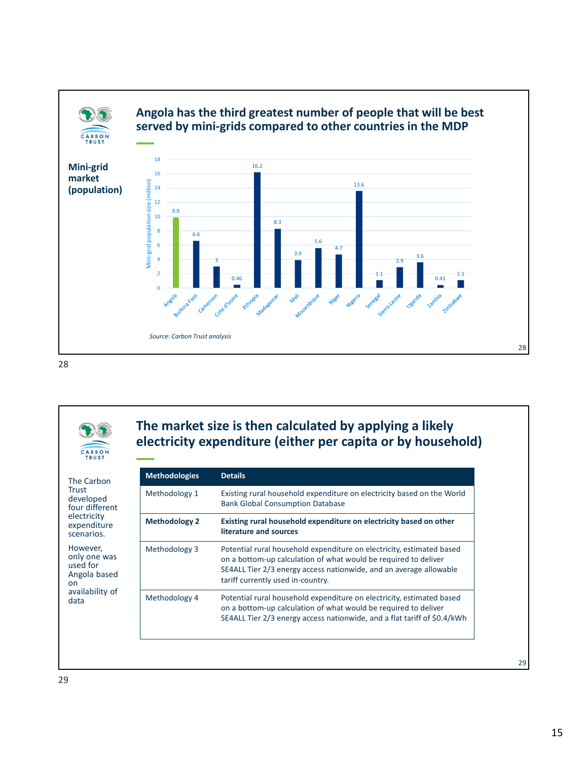## Angola has the third greatest number of people that will be best served by mini-grids compared to other countries in the MDP

**Mini-grid market (population)**

| Country | Mini-grid population size (million) |
| --- | --- |
| Angola | 9.9 |
| Burkina Faso | 6.6 |
| Cameroon | 3 |
| Cote d'Ivoire | 0.46 |
| Ethiopia | 16.2 |
| Madagascar | 8.3 |
| Mali | 3.9 |
| Mozambique | 5.6 |
| Niger | 4.7 |
| Nigeria | 13.6 |
| Senegal | 1.1 |
| Sierra Leone | 2.9 |
| Uganda | 3.6 |
| Zambia | 0.41 |
| Zimbabwe | 1.1 |

*Source: Carbon Trust analysis*

## The market size is then calculated by applying a likely electricity expenditure (either per capita or by household)

The Carbon Trust developed four different electricity expenditure scenarios.

However, only one was used for Angola based on availability of data

| Methodologies | Details |
| --- | --- |
| Methodology 1 | Existing rural household expenditure on electricity based on the World Bank Global Consumption Database |
| **Methodology 2** | **Existing rural household expenditure on electricity based on other literature and sources** |
| Methodology 3 | Potential rural household expenditure on electricity, estimated based on a bottom-up calculation of what would be required to deliver SE4ALL Tier 2/3 energy access nationwide, and an average allowable tariff currently used in-country. |
| Methodology 4 | Potential rural household expenditure on electricity, estimated based on a bottom-up calculation of what would be required to deliver SE4ALL Tier 2/3 energy access nationwide, and a flat tariff of $0.4/kWh |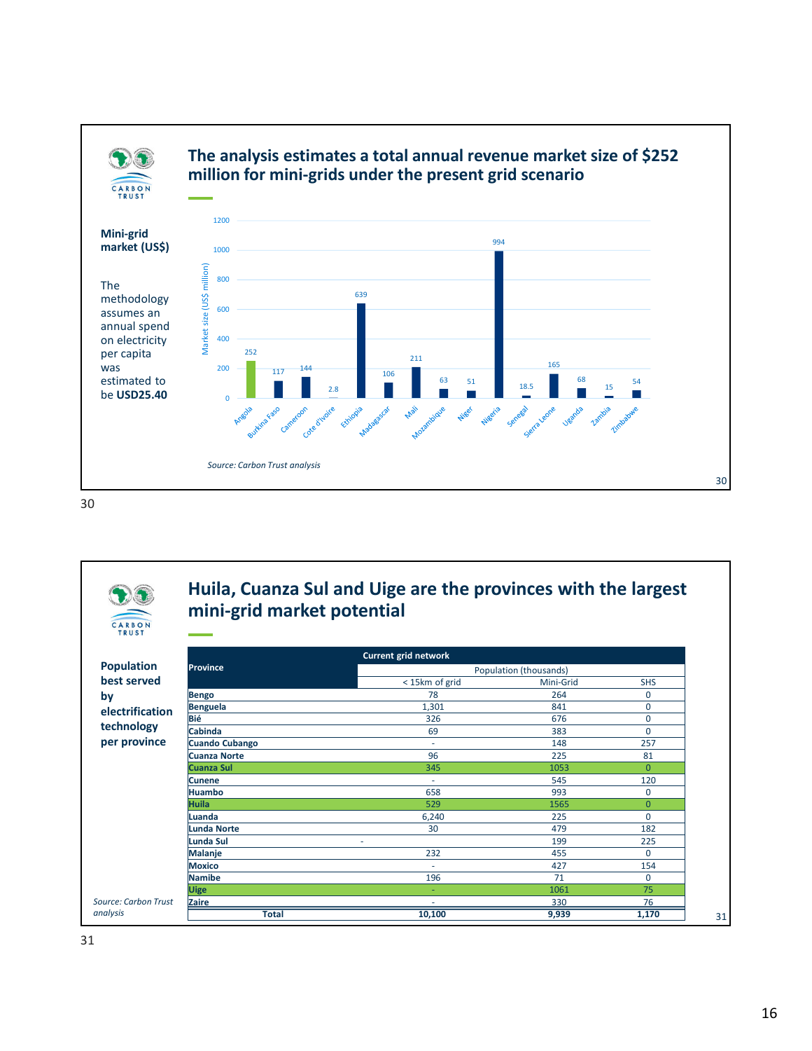## The analysis estimates a total annual revenue market size of $252 million for mini-grids under the present grid scenario

**Mini-grid market (US$)**

The methodology assumes an annual spend on electricity per capita was estimated to be **USD25.40**

Market size (US$ million)

| Country | Market size (US$ million) |
|---|---|
| Angola | 252 |
| Burkina Faso | 117 |
| Cameroon | 144 |
| Cote d'Ivoire | 2.8 |
| Ethiopia | 639 |
| Madagascar | 106 |
| Mali | 211 |
| Mozambique | 63 |
| Niger | 51 |
| Nigeria | 994 |
| Senegal | 18.5 |
| Sierra Leone | 165 |
| Uganda | 68 |
| Zambia | 15 |
| Zimbabwe | 54 |

*Source: Carbon Trust analysis*

## Huila, Cuanza Sul and Uige are the provinces with the largest mini-grid market potential

**Population best served by electrification technology per province**

| Province | Current grid network | | |
|---|---|---|---|
| | Population (thousands) | | |
| | < 15km of grid | Mini-Grid | SHS |
| **Bengo** | 78 | 264 | 0 |
| **Benguela** | 1,301 | 841 | 0 |
| **Bié** | 326 | 676 | 0 |
| **Cabinda** | 69 | 383 | 0 |
| **Cuando Cubango** | - | 148 | 257 |
| **Cuanza Norte** | 96 | 225 | 81 |
| **Cuanza Sul** | 345 | 1053 | 0 |
| **Cunene** | - | 545 | 120 |
| **Huambo** | 658 | 993 | 0 |
| **Huila** | 529 | 1565 | 0 |
| **Luanda** | 6,240 | 225 | 0 |
| **Lunda Norte** | 30 | 479 | 182 |
| **Lunda Sul** | - | 199 | 225 |
| **Malanje** | 232 | 455 | 0 |
| **Moxico** | - | 427 | 154 |
| **Namibe** | 196 | 71 | 0 |
| **Uige** | - | 1061 | 75 |
| **Zaire** | - | 330 | 76 |
| **Total** | **10,100** | **9,939** | **1,170** |

*Source: Carbon Trust analysis*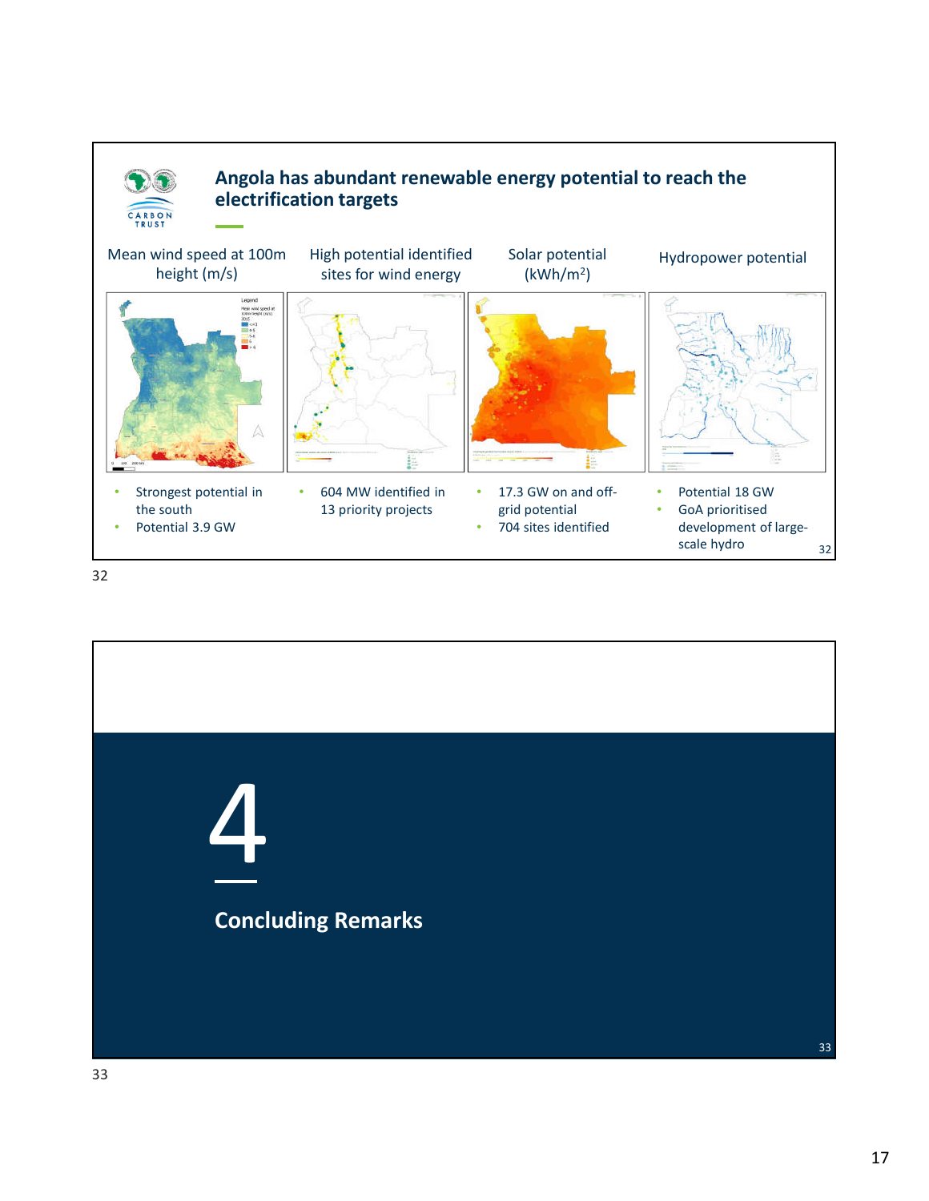## Angola has abundant renewable energy potential to reach the electrification targets

**Mean wind speed at 100m height (m/s)**

- Strongest potential in the south
- Potential 3.9 GW

**High potential identified sites for wind energy**

- 604 MW identified in 13 priority projects

**Solar potential ($kWh/m^2$)**

- 17.3 GW on and off-grid potential
- 704 sites identified

**Hydropower potential**

- Potential 18 GW
- GoA prioritised development of large-scale hydro

# 4

## Concluding Remarks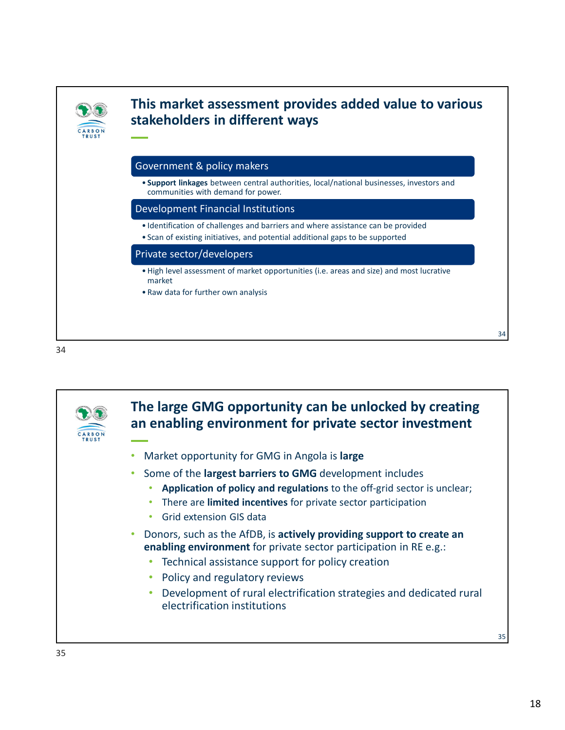## This market assessment provides added value to various stakeholders in different ways

### Government & policy makers

- **Support linkages** between central authorities, local/national businesses, investors and communities with demand for power.

### Development Financial Institutions

- Identification of challenges and barriers and where assistance can be provided
- Scan of existing initiatives, and potential additional gaps to be supported

### Private sector/developers

- High level assessment of market opportunities (i.e. areas and size) and most lucrative market
- Raw data for further own analysis

## The large GMG opportunity can be unlocked by creating an enabling environment for private sector investment

- Market opportunity for GMG in Angola is **large**
- Some of the **largest barriers to GMG** development includes
  - **Application of policy and regulations** to the off-grid sector is unclear;
  - There are **limited incentives** for private sector participation
  - Grid extension GIS data
- Donors, such as the AfDB, is **actively providing support to create an enabling environment** for private sector participation in RE e.g.:
  - Technical assistance support for policy creation
  - Policy and regulatory reviews
  - Development of rural electrification strategies and dedicated rural electrification institutions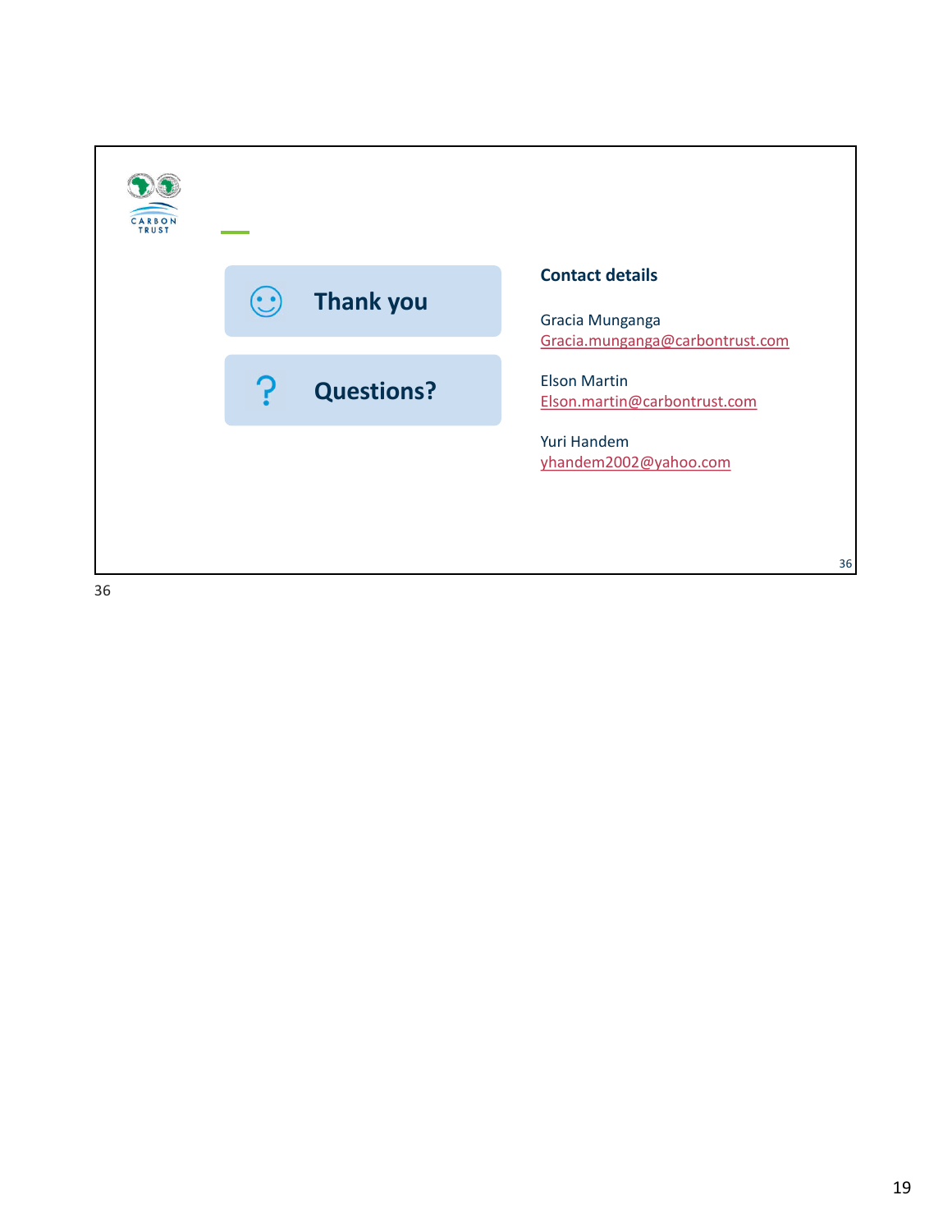Thank you

Questions?

**Contact details**

Gracia Munganga
Gracia.munganga@carbontrust.com

Elson Martin
Elson.martin@carbontrust.com

Yuri Handem
yhandem2002@yahoo.com